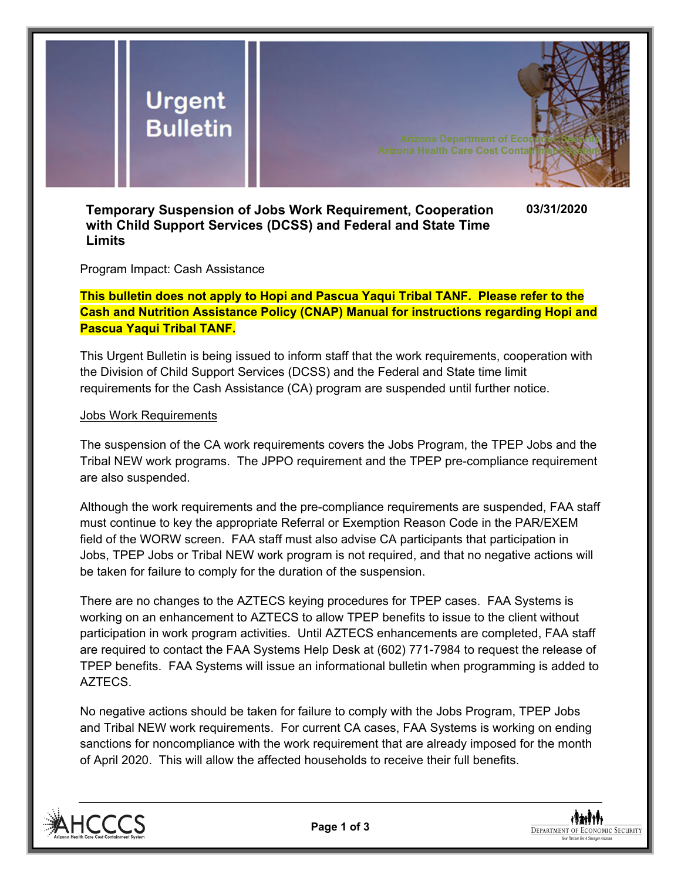# Urgent Bulletin

Arizona Department of Economic Security
Arizona Health Care Cost Containment System

**Temporary Suspension of Jobs Work Requirement, Cooperation with Child Support Services (DCSS) and Federal and State Time Limits** **03/31/2020**

Program Impact: Cash Assistance

**This bulletin does not apply to Hopi and Pascua Yaqui Tribal TANF. Please refer to the Cash and Nutrition Assistance Policy (CNAP) Manual for instructions regarding Hopi and Pascua Yaqui Tribal TANF.**

This Urgent Bulletin is being issued to inform staff that the work requirements, cooperation with the Division of Child Support Services (DCSS) and the Federal and State time limit requirements for the Cash Assistance (CA) program are suspended until further notice.

Jobs Work Requirements

The suspension of the CA work requirements covers the Jobs Program, the TPEP Jobs and the Tribal NEW work programs. The JPPO requirement and the TPEP pre-compliance requirement are also suspended.

Although the work requirements and the pre-compliance requirements are suspended, FAA staff must continue to key the appropriate Referral or Exemption Reason Code in the PAR/EXEM field of the WORW screen. FAA staff must also advise CA participants that participation in Jobs, TPEP Jobs or Tribal NEW work program is not required, and that no negative actions will be taken for failure to comply for the duration of the suspension.

There are no changes to the AZTECS keying procedures for TPEP cases. FAA Systems is working on an enhancement to AZTECS to allow TPEP benefits to issue to the client without participation in work program activities. Until AZTECS enhancements are completed, FAA staff are required to contact the FAA Systems Help Desk at (602) 771-7984 to request the release of TPEP benefits. FAA Systems will issue an informational bulletin when programming is added to AZTECS.

No negative actions should be taken for failure to comply with the Jobs Program, TPEP Jobs and Tribal NEW work requirements. For current CA cases, FAA Systems is working on ending sanctions for noncompliance with the work requirement that are already imposed for the month of April 2020. This will allow the affected households to receive their full benefits.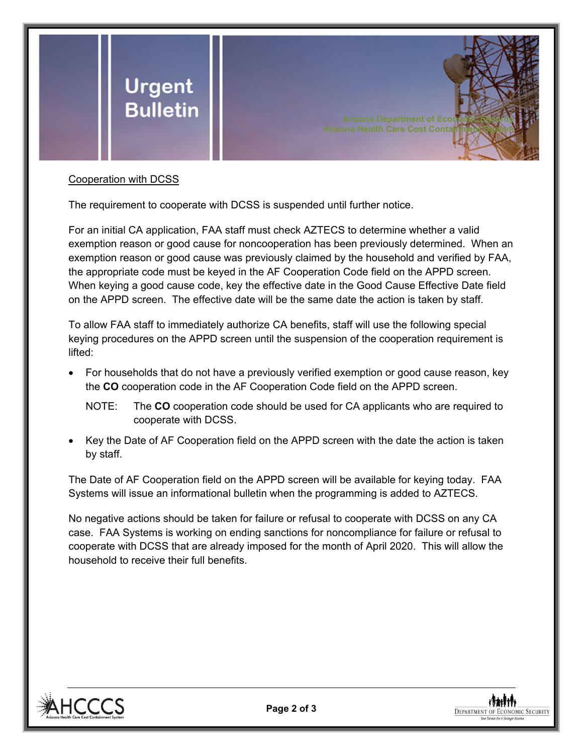Cooperation with DCSS

The requirement to cooperate with DCSS is suspended until further notice.

For an initial CA application, FAA staff must check AZTECS to determine whether a valid exemption reason or good cause for noncooperation has been previously determined. When an exemption reason or good cause was previously claimed by the household and verified by FAA, the appropriate code must be keyed in the AF Cooperation Code field on the APPD screen. When keying a good cause code, key the effective date in the Good Cause Effective Date field on the APPD screen. The effective date will be the same date the action is taken by staff.

To allow FAA staff to immediately authorize CA benefits, staff will use the following special keying procedures on the APPD screen until the suspension of the cooperation requirement is lifted:

- For households that do not have a previously verified exemption or good cause reason, key the **CO** cooperation code in the AF Cooperation Code field on the APPD screen.

  NOTE: The **CO** cooperation code should be used for CA applicants who are required to cooperate with DCSS.

- Key the Date of AF Cooperation field on the APPD screen with the date the action is taken by staff.

The Date of AF Cooperation field on the APPD screen will be available for keying today. FAA Systems will issue an informational bulletin when the programming is added to AZTECS.

No negative actions should be taken for failure or refusal to cooperate with DCSS on any CA case. FAA Systems is working on ending sanctions for noncompliance for failure or refusal to cooperate with DCSS that are already imposed for the month of April 2020. This will allow the household to receive their full benefits.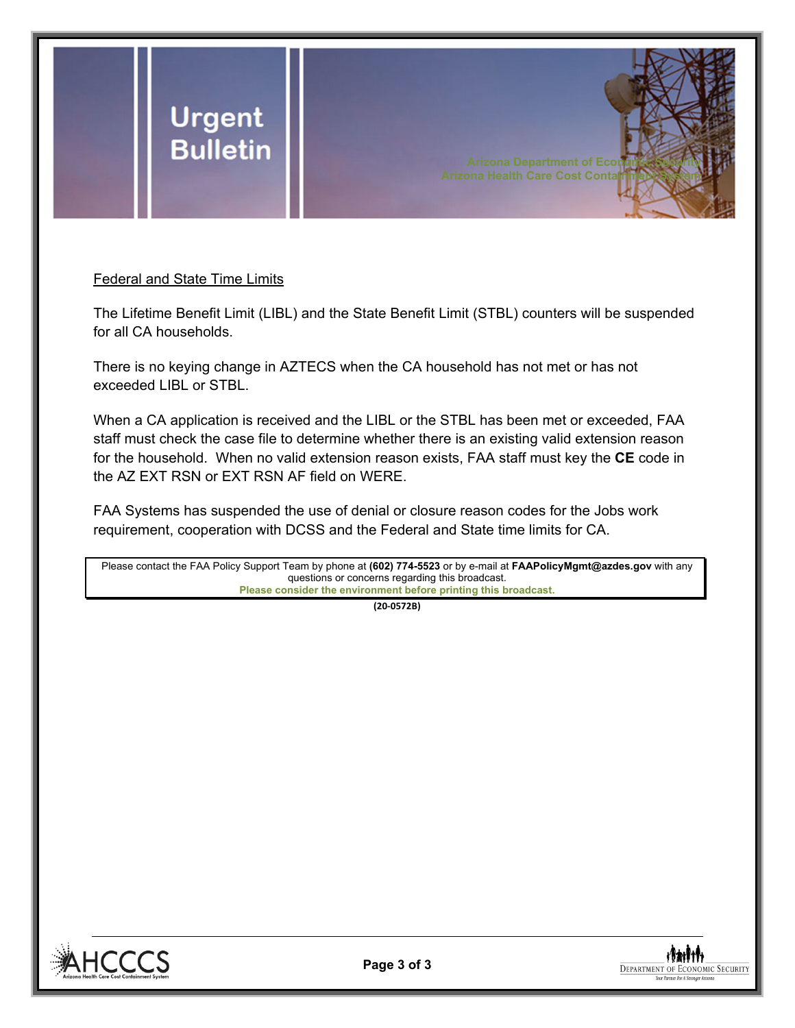## Federal and State Time Limits

The Lifetime Benefit Limit (LIBL) and the State Benefit Limit (STBL) counters will be suspended for all CA households.

There is no keying change in AZTECS when the CA household has not met or has not exceeded LIBL or STBL.

When a CA application is received and the LIBL or the STBL has been met or exceeded, FAA staff must check the case file to determine whether there is an existing valid extension reason for the household. When no valid extension reason exists, FAA staff must key the **CE** code in the AZ EXT RSN or EXT RSN AF field on WERE.

FAA Systems has suspended the use of denial or closure reason codes for the Jobs work requirement, cooperation with DCSS and the Federal and State time limits for CA.

Please contact the FAA Policy Support Team by phone at **(602) 774-5523** or by e-mail at **FAAPolicyMgmt@azdes.gov** with any questions or concerns regarding this broadcast.

**Please consider the environment before printing this broadcast.**

**(20-0572B)**